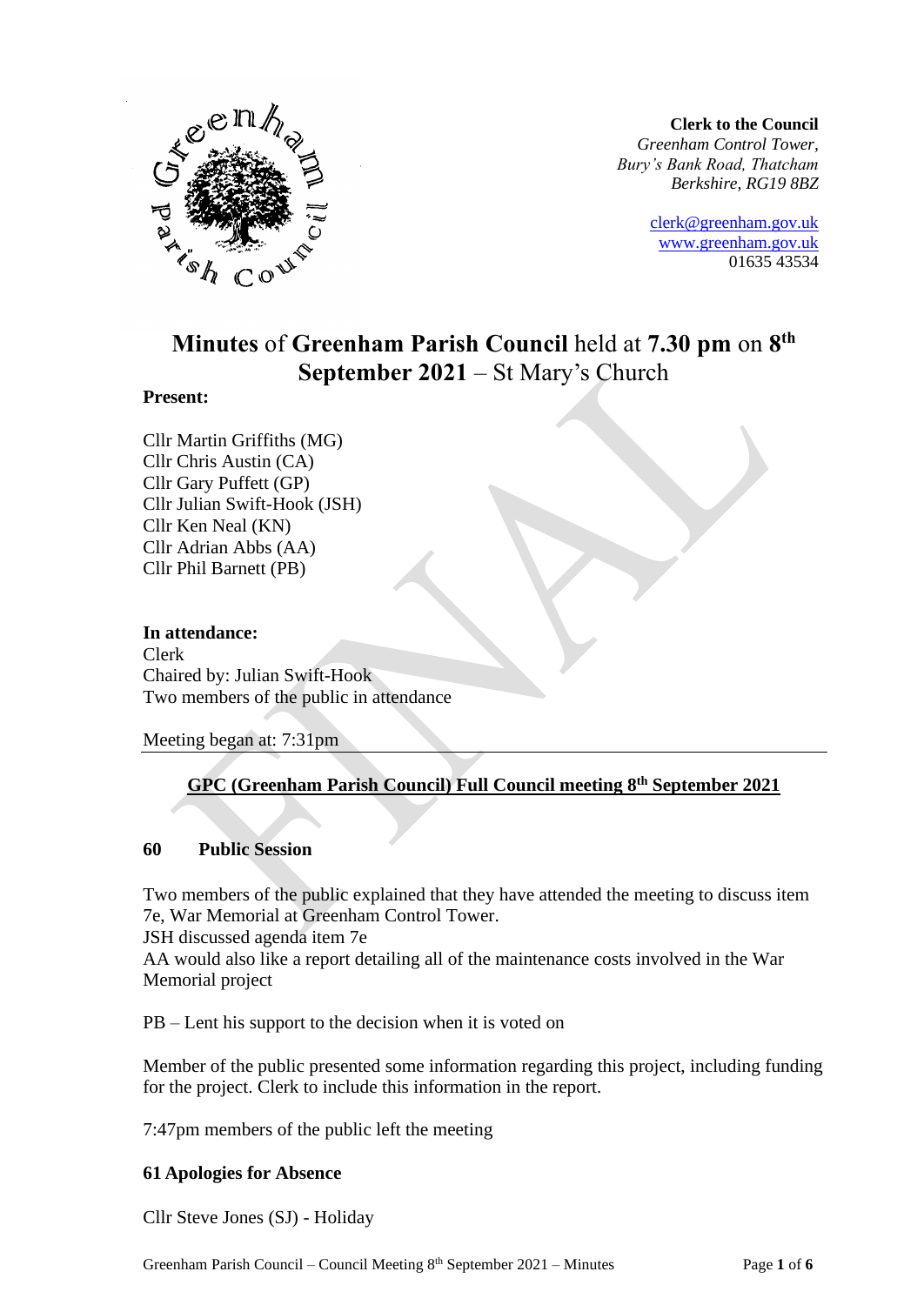**Clerk to the Council**
*Greenham Control Tower,*
*Bury's Bank Road, Thatcham*
*Berkshire, RG19 8BZ*

clerk@greenham.gov.uk
www.greenham.gov.uk
01635 43534

# **Minutes** of **Greenham Parish Council** held at **7.30 pm** on **8th September 2021** – St Mary's Church

**Present:**

Cllr Martin Griffiths (MG)
Cllr Chris Austin (CA)
Cllr Gary Puffett (GP)
Cllr Julian Swift-Hook (JSH)
Cllr Ken Neal (KN)
Cllr Adrian Abbs (AA)
Cllr Phil Barnett (PB)

**In attendance:**
Clerk
Chaired by: Julian Swift-Hook
Two members of the public in attendance

Meeting began at: 7:31pm

## GPC (Greenham Parish Council) Full Council meeting 8th September 2021

### 60 Public Session

Two members of the public explained that they have attended the meeting to discuss item 7e, War Memorial at Greenham Control Tower.
JSH discussed agenda item 7e
AA would also like a report detailing all of the maintenance costs involved in the War Memorial project

PB – Lent his support to the decision when it is voted on

Member of the public presented some information regarding this project, including funding for the project. Clerk to include this information in the report.

7:47pm members of the public left the meeting

### 61 Apologies for Absence

Cllr Steve Jones (SJ) - Holiday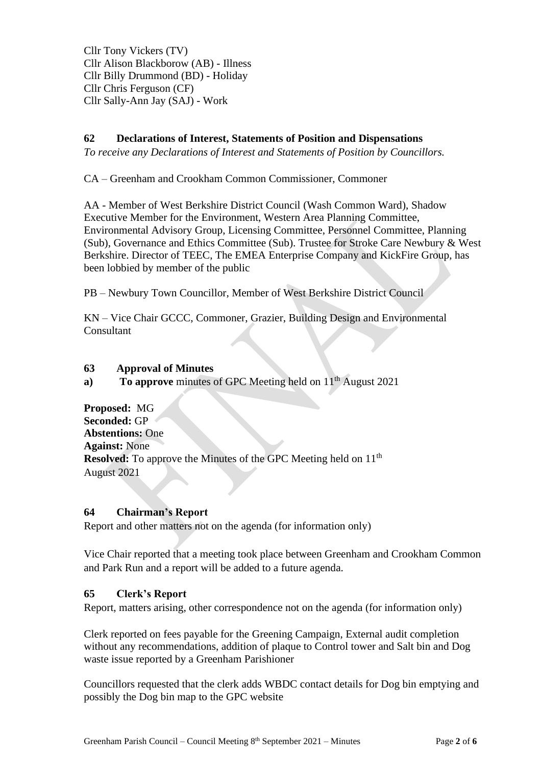Cllr Tony Vickers (TV)
Cllr Alison Blackborow (AB) - Illness
Cllr Billy Drummond (BD) - Holiday
Cllr Chris Ferguson (CF)
Cllr Sally-Ann Jay (SAJ) - Work

## 62 Declarations of Interest, Statements of Position and Dispensations

*To receive any Declarations of Interest and Statements of Position by Councillors.*

CA – Greenham and Crookham Common Commissioner, Commoner

AA - Member of West Berkshire District Council (Wash Common Ward), Shadow Executive Member for the Environment, Western Area Planning Committee, Environmental Advisory Group, Licensing Committee, Personnel Committee, Planning (Sub), Governance and Ethics Committee (Sub). Trustee for Stroke Care Newbury & West Berkshire. Director of TEEC, The EMEA Enterprise Company and KickFire Group, has been lobbied by member of the public

PB – Newbury Town Councillor, Member of West Berkshire District Council

KN – Vice Chair GCCC, Commoner, Grazier, Building Design and Environmental Consultant

## 63 Approval of Minutes

**a) To approve** minutes of GPC Meeting held on 11th August 2021

**Proposed:** MG
**Seconded:** GP
**Abstentions:** One
**Against:** None
**Resolved:** To approve the Minutes of the GPC Meeting held on 11th August 2021

## 64 Chairman's Report

Report and other matters not on the agenda (for information only)

Vice Chair reported that a meeting took place between Greenham and Crookham Common and Park Run and a report will be added to a future agenda.

## 65 Clerk's Report

Report, matters arising, other correspondence not on the agenda (for information only)

Clerk reported on fees payable for the Greening Campaign, External audit completion without any recommendations, addition of plaque to Control tower and Salt bin and Dog waste issue reported by a Greenham Parishioner

Councillors requested that the clerk adds WBDC contact details for Dog bin emptying and possibly the Dog bin map to the GPC website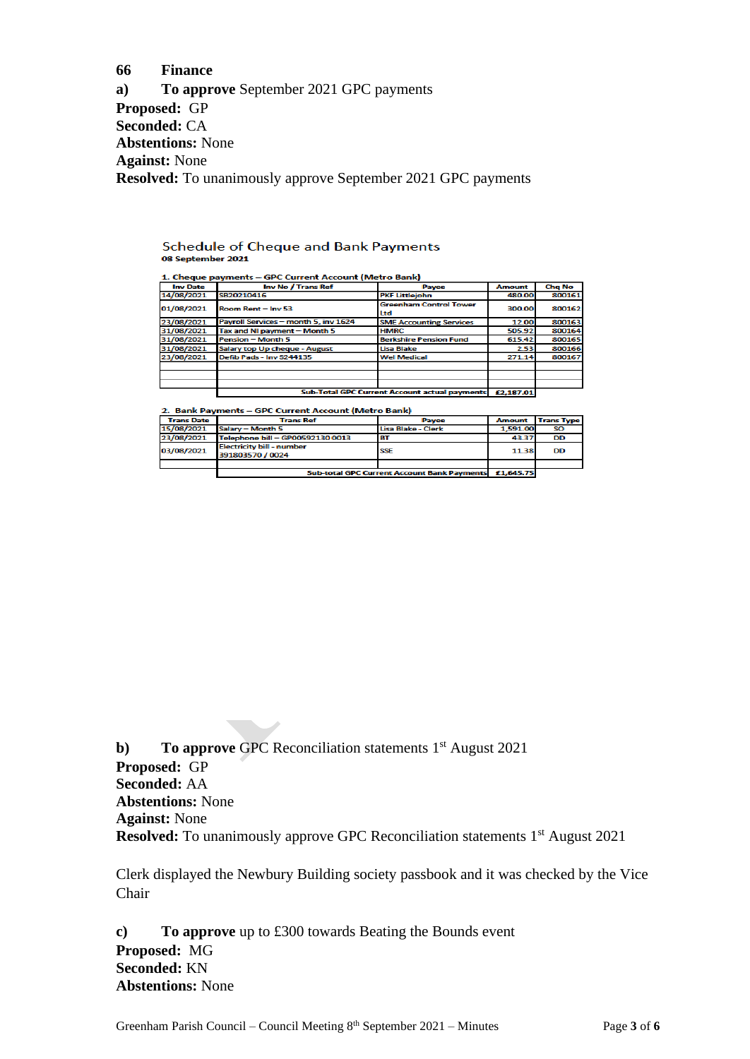**66 Finance**

**a) To approve** September 2021 GPC payments

**Proposed:** GP
**Seconded:** CA
**Abstentions:** None
**Against:** None
**Resolved:** To unanimously approve September 2021 GPC payments

Schedule of Cheque and Bank Payments
**08 September 2021**

**1. Cheque payments – GPC Current Account (Metro Bank)**

| Inv Date | Inv No / Trans Ref | Payee | Amount | Chq No |
|---|---|---|---|---|
| 14/08/2021 | SB20210416 | PKF Littlejohn | 480.00 | 800161 |
| 01/08/2021 | Room Rent – Inv 53 | Greenham Control Tower Ltd | 300.00 | 800162 |
| 23/08/2021 | Payroll Services – month 5, inv 1624 | SME Accounting Services | 12.00 | 800163 |
| 31/08/2021 | Tax and NI payment – Month 5 | HMRC | 505.92 | 800164 |
| 31/08/2021 | Pension – Month 5 | Berkshire Pension Fund | 615.42 | 800165 |
| 31/08/2021 | Salary top Up cheque - August | Lisa Blake | 2.53 | 800166 |
| 23/08/2021 | Defib Pads - Inv S244135 | Wel Medical | 271.14 | 800167 |
| | | | | |
| | | | | |
| | | | | |
| | Sub-Total GPC Current Account actual payments | | £2,187.01 | |

**2. Bank Payments – GPC Current Account (Metro Bank)**

| Trans Date | Trans Ref | Payee | Amount | Trans Type |
|---|---|---|---|---|
| 15/08/2021 | Salary – Month 5 | Lisa Blake - Clerk | 1,591.00 | SO |
| 23/08/2021 | Telephone bill – GP00592130 0013 | BT | 43.37 | DD |
| 03/08/2021 | Electricity bill - number 391803570 / 0024 | SSE | 11.38 | DD |
| | | | | |
| | Sub-total GPC Current Account Bank Payments | | £1,645.75 | |

**b) To approve** GPC Reconciliation statements 1st August 2021

**Proposed:** GP
**Seconded:** AA
**Abstentions:** None
**Against:** None
**Resolved:** To unanimously approve GPC Reconciliation statements 1st August 2021

Clerk displayed the Newbury Building society passbook and it was checked by the Vice Chair

**c) To approve** up to £300 towards Beating the Bounds event

**Proposed:** MG
**Seconded:** KN
**Abstentions:** None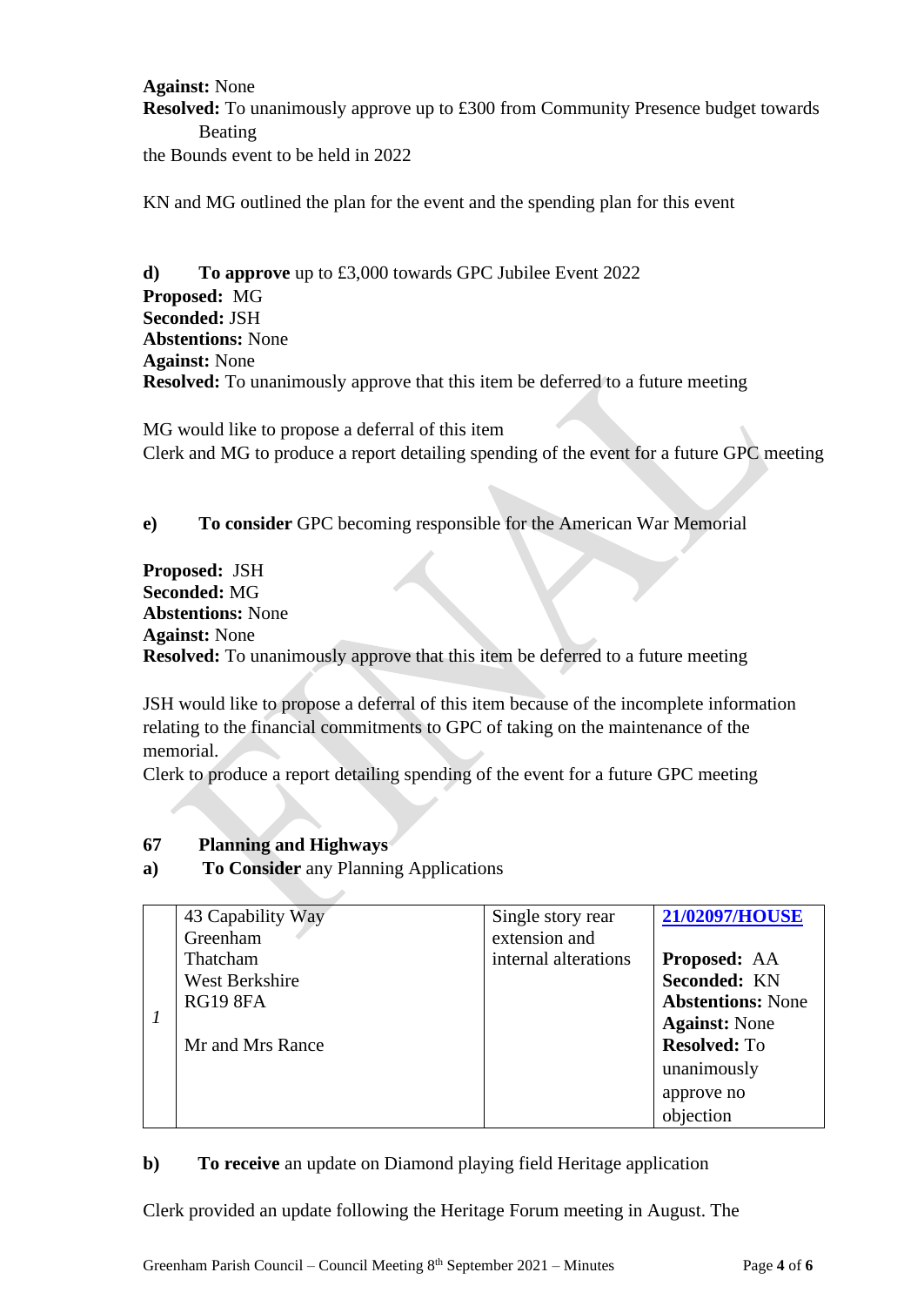**Against:** None
**Resolved:** To unanimously approve up to £300 from Community Presence budget towards Beating the Bounds event to be held in 2022

KN and MG outlined the plan for the event and the spending plan for this event

**d) To approve** up to £3,000 towards GPC Jubilee Event 2022
**Proposed:** MG
**Seconded:** JSH
**Abstentions:** None
**Against:** None
**Resolved:** To unanimously approve that this item be deferred to a future meeting

MG would like to propose a deferral of this item
Clerk and MG to produce a report detailing spending of the event for a future GPC meeting

**e) To consider** GPC becoming responsible for the American War Memorial

**Proposed:** JSH
**Seconded:** MG
**Abstentions:** None
**Against:** None
**Resolved:** To unanimously approve that this item be deferred to a future meeting

JSH would like to propose a deferral of this item because of the incomplete information relating to the financial commitments to GPC of taking on the maintenance of the memorial.
Clerk to produce a report detailing spending of the event for a future GPC meeting

## 67 Planning and Highways

**a) To Consider** any Planning Applications

| | | | |
|---|---|---|---|
| *1* | 43 Capability Way<br>Greenham<br>Thatcham<br>West Berkshire<br>RG19 8FA<br><br>Mr and Mrs Rance | Single story rear extension and internal alterations | **21/02097/HOUSE**<br><br>**Proposed:** AA<br>**Seconded:** KN<br>**Abstentions:** None<br>**Against:** None<br>**Resolved:** To unanimously approve no objection |

**b) To receive** an update on Diamond playing field Heritage application

Clerk provided an update following the Heritage Forum meeting in August. The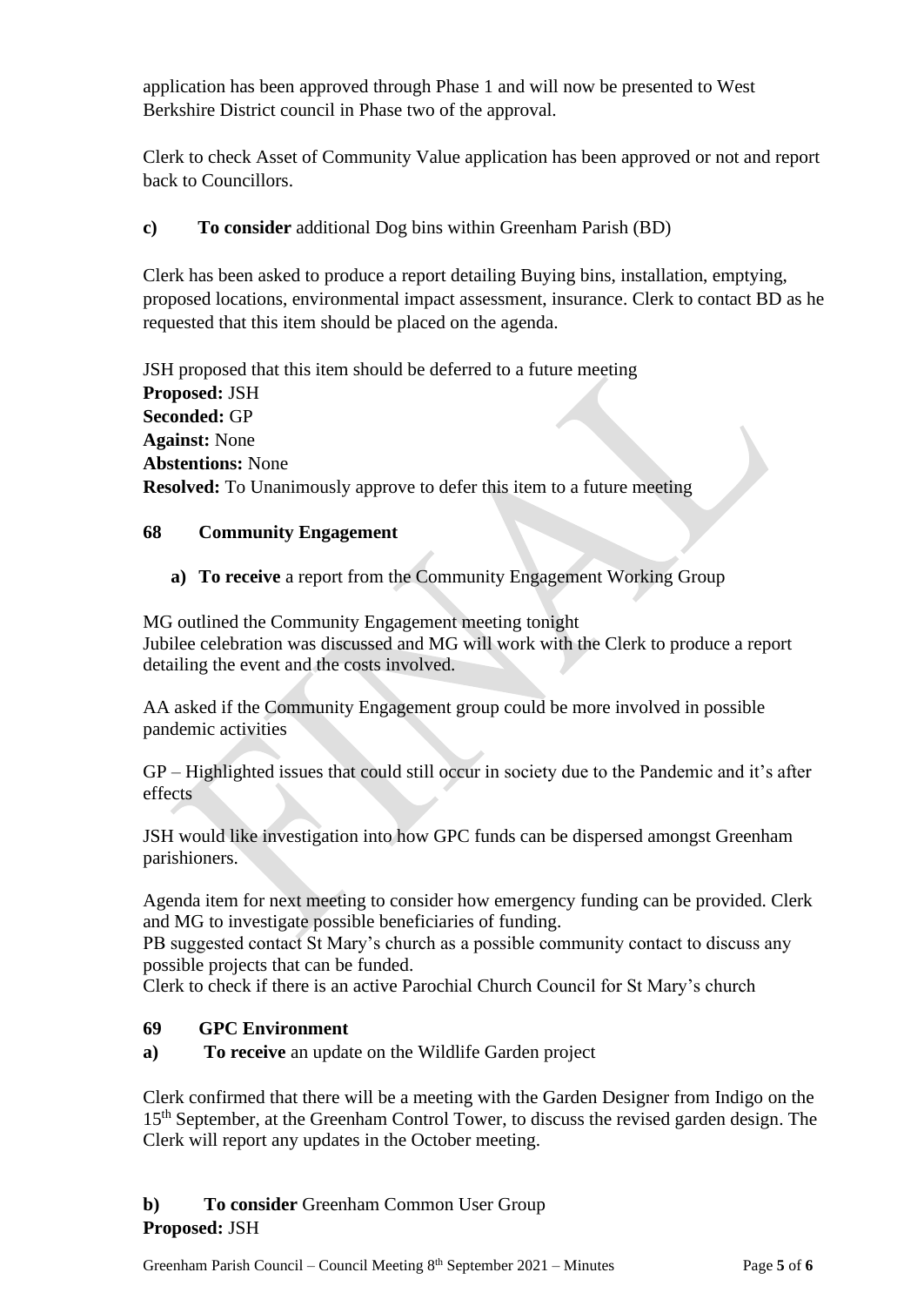application has been approved through Phase 1 and will now be presented to West Berkshire District council in Phase two of the approval.

Clerk to check Asset of Community Value application has been approved or not and report back to Councillors.

**c) To consider** additional Dog bins within Greenham Parish (BD)

Clerk has been asked to produce a report detailing Buying bins, installation, emptying, proposed locations, environmental impact assessment, insurance. Clerk to contact BD as he requested that this item should be placed on the agenda.

JSH proposed that this item should be deferred to a future meeting
**Proposed:** JSH
**Seconded:** GP
**Against:** None
**Abstentions:** None
**Resolved:** To Unanimously approve to defer this item to a future meeting

## 68 Community Engagement

**a) To receive** a report from the Community Engagement Working Group

MG outlined the Community Engagement meeting tonight
Jubilee celebration was discussed and MG will work with the Clerk to produce a report detailing the event and the costs involved.

AA asked if the Community Engagement group could be more involved in possible pandemic activities

GP – Highlighted issues that could still occur in society due to the Pandemic and it's after effects

JSH would like investigation into how GPC funds can be dispersed amongst Greenham parishioners.

Agenda item for next meeting to consider how emergency funding can be provided. Clerk and MG to investigate possible beneficiaries of funding.
PB suggested contact St Mary's church as a possible community contact to discuss any possible projects that can be funded.
Clerk to check if there is an active Parochial Church Council for St Mary's church

## 69 GPC Environment

**a) To receive** an update on the Wildlife Garden project

Clerk confirmed that there will be a meeting with the Garden Designer from Indigo on the 15th September, at the Greenham Control Tower, to discuss the revised garden design. The Clerk will report any updates in the October meeting.

**b) To consider** Greenham Common User Group
**Proposed:** JSH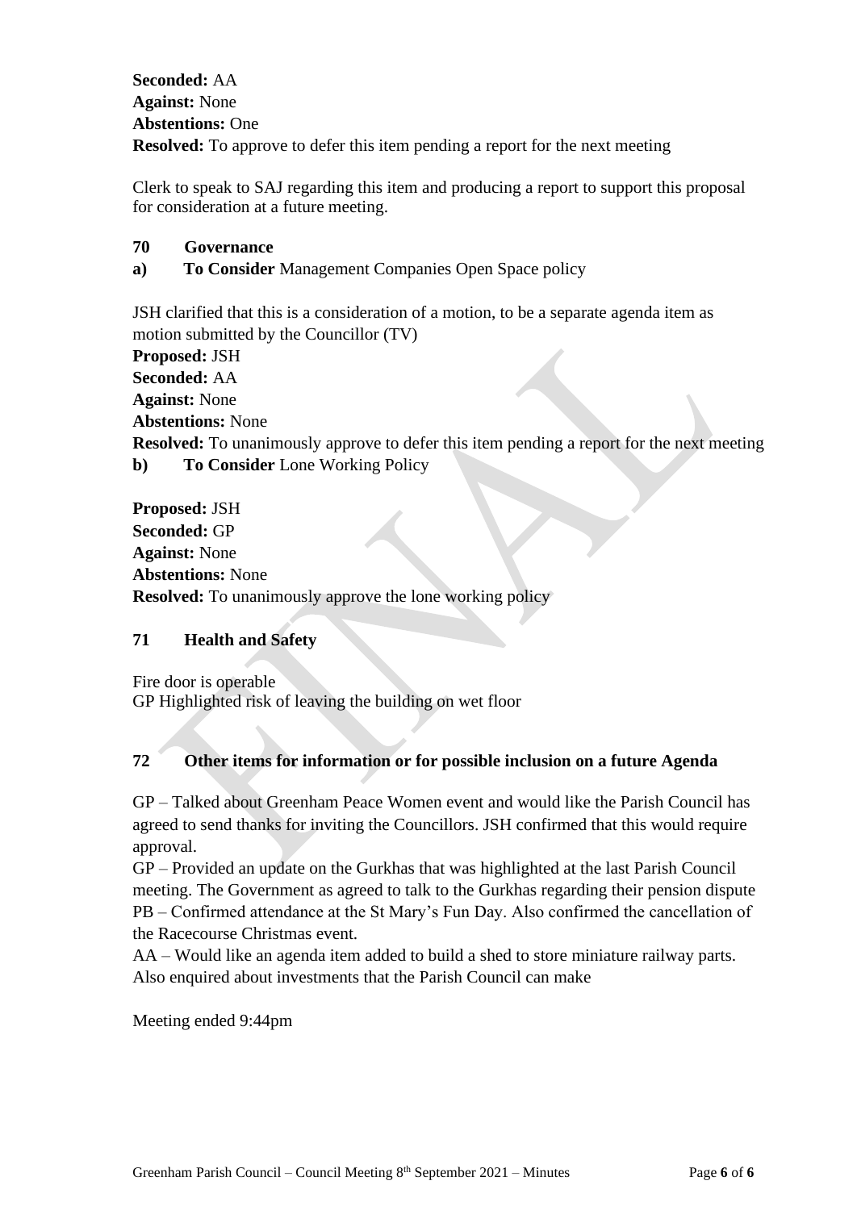**Seconded:** AA
**Against:** None
**Abstentions:** One
**Resolved:** To approve to defer this item pending a report for the next meeting

Clerk to speak to SAJ regarding this item and producing a report to support this proposal for consideration at a future meeting.

**70 Governance**

**a) To Consider** Management Companies Open Space policy

JSH clarified that this is a consideration of a motion, to be a separate agenda item as motion submitted by the Councillor (TV)
**Proposed:** JSH
**Seconded:** AA
**Against:** None
**Abstentions:** None
**Resolved:** To unanimously approve to defer this item pending a report for the next meeting

**b) To Consider** Lone Working Policy

**Proposed:** JSH
**Seconded:** GP
**Against:** None
**Abstentions:** None
**Resolved:** To unanimously approve the lone working policy

**71 Health and Safety**

Fire door is operable
GP Highlighted risk of leaving the building on wet floor

**72 Other items for information or for possible inclusion on a future Agenda**

GP – Talked about Greenham Peace Women event and would like the Parish Council has agreed to send thanks for inviting the Councillors. JSH confirmed that this would require approval.
GP – Provided an update on the Gurkhas that was highlighted at the last Parish Council meeting. The Government as agreed to talk to the Gurkhas regarding their pension dispute
PB – Confirmed attendance at the St Mary's Fun Day. Also confirmed the cancellation of the Racecourse Christmas event.
AA – Would like an agenda item added to build a shed to store miniature railway parts. Also enquired about investments that the Parish Council can make

Meeting ended 9:44pm